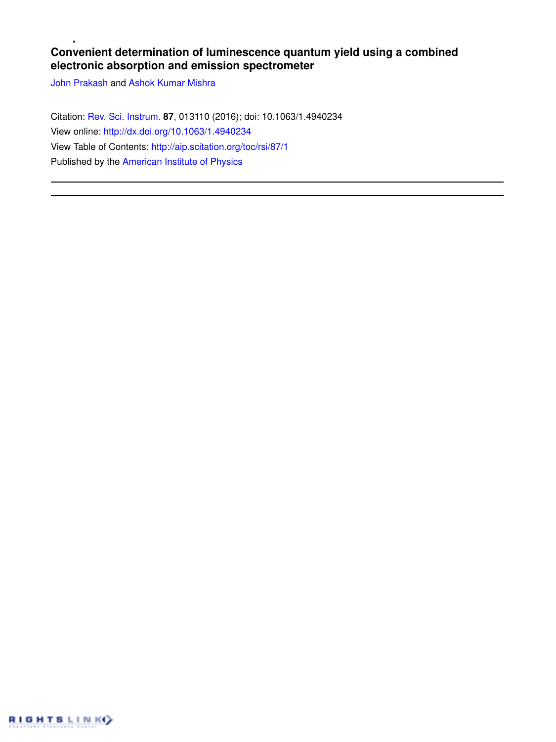# Convenient determination of luminescence quantum yield using a combined electronic absorption and emission spectrometer

John Prakash and Ashok Kumar Mishra

Citation: Rev. Sci. Instrum. **87**, 013110 (2016); doi: 10.1063/1.4940234

View online: http://dx.doi.org/10.1063/1.4940234

View Table of Contents: http://aip.scitation.org/toc/rsi/87/1

Published by the American Institute of Physics

---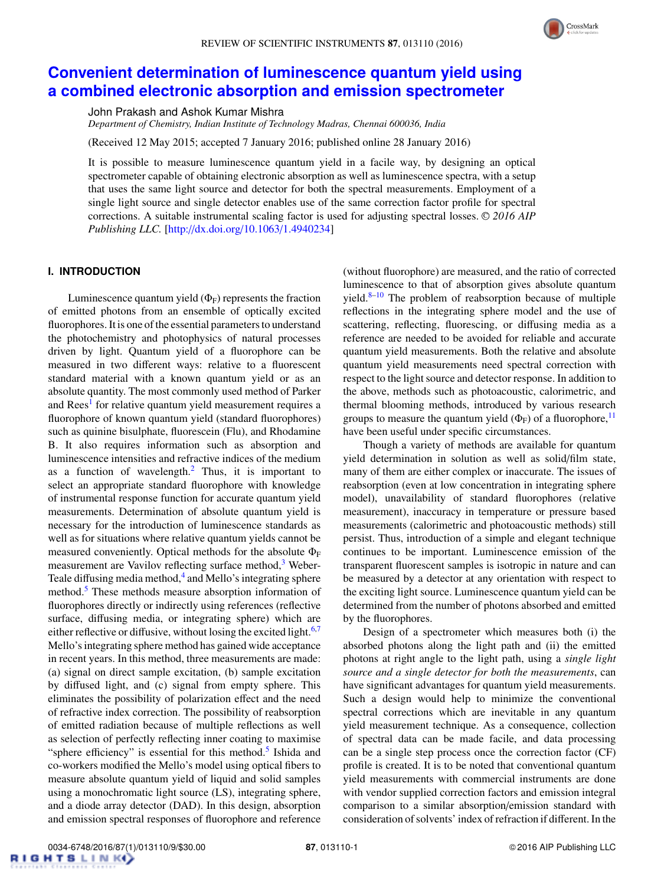# Convenient determination of luminescence quantum yield using a combined electronic absorption and emission spectrometer

John Prakash and Ashok Kumar Mishra

*Department of Chemistry, Indian Institute of Technology Madras, Chennai 600036, India*

(Received 12 May 2015; accepted 7 January 2016; published online 28 January 2016)

It is possible to measure luminescence quantum yield in a facile way, by designing an optical spectrometer capable of obtaining electronic absorption as well as luminescence spectra, with a setup that uses the same light source and detector for both the spectral measurements. Employment of a single light source and single detector enables use of the same correction factor profile for spectral corrections. A suitable instrumental scaling factor is used for adjusting spectral losses. *© 2016 AIP Publishing LLC.* [http://dx.doi.org/10.1063/1.4940234]

## I. INTRODUCTION

Luminescence quantum yield ($\Phi_F$) represents the fraction of emitted photons from an ensemble of optically excited fluorophores. It is one of the essential parameters to understand the photochemistry and photophysics of natural processes driven by light. Quantum yield of a fluorophore can be measured in two different ways: relative to a fluorescent standard material with a known quantum yield or as an absolute quantity. The most commonly used method of Parker and Rees[1] for relative quantum yield measurement requires a fluorophore of known quantum yield (standard fluorophores) such as quinine bisulphate, fluorescein (Flu), and Rhodamine B. It also requires information such as absorption and luminescence intensities and refractive indices of the medium as a function of wavelength.[2] Thus, it is important to select an appropriate standard fluorophore with knowledge of instrumental response function for accurate quantum yield measurements. Determination of absolute quantum yield is necessary for the introduction of luminescence standards as well as for situations where relative quantum yields cannot be measured conveniently. Optical methods for the absolute $\Phi_F$ measurement are Vavilov reflecting surface method,[3] Weber-Teale diffusing media method,[4] and Mello's integrating sphere method.[5] These methods measure absorption information of fluorophores directly or indirectly using references (reflective surface, diffusing media, or integrating sphere) which are either reflective or diffusive, without losing the excited light.[6,7] Mello's integrating sphere method has gained wide acceptance in recent years. In this method, three measurements are made: (a) signal on direct sample excitation, (b) sample excitation by diffused light, and (c) signal from empty sphere. This eliminates the possibility of polarization effect and the need of refractive index correction. The possibility of reabsorption of emitted radiation because of multiple reflections as well as selection of perfectly reflecting inner coating to maximise "sphere efficiency" is essential for this method.[5] Ishida and co-workers modified the Mello's model using optical fibers to measure absolute quantum yield of liquid and solid samples using a monochromatic light source (LS), integrating sphere, and a diode array detector (DAD). In this design, absorption and emission spectral responses of fluorophore and reference (without fluorophore) are measured, and the ratio of corrected luminescence to that of absorption gives absolute quantum yield.[8–10] The problem of reabsorption because of multiple reflections in the integrating sphere model and the use of scattering, reflecting, fluorescing, or diffusing media as a reference are needed to be avoided for reliable and accurate quantum yield measurements. Both the relative and absolute quantum yield measurements need spectral correction with respect to the light source and detector response. In addition to the above, methods such as photoacoustic, calorimetric, and thermal blooming methods, introduced by various research groups to measure the quantum yield ($\Phi_F$) of a fluorophore,[11] have been useful under specific circumstances.

Though a variety of methods are available for quantum yield determination in solution as well as solid/film state, many of them are either complex or inaccurate. The issues of reabsorption (even at low concentration in integrating sphere model), unavailability of standard fluorophores (relative measurement), inaccuracy in temperature or pressure based measurements (calorimetric and photoacoustic methods) still persist. Thus, introduction of a simple and elegant technique continues to be important. Luminescence emission of the transparent fluorescent samples is isotropic in nature and can be measured by a detector at any orientation with respect to the exciting light source. Luminescence quantum yield can be determined from the number of photons absorbed and emitted by the fluorophores.

Design of a spectrometer which measures both (i) the absorbed photons along the light path and (ii) the emitted photons at right angle to the light path, using a *single light source and a single detector for both the measurements*, can have significant advantages for quantum yield measurements. Such a design would help to minimize the conventional spectral corrections which are inevitable in any quantum yield measurement technique. As a consequence, collection of spectral data can be made facile, and data processing can be a single step process once the correction factor (CF) profile is created. It is to be noted that conventional quantum yield measurements with commercial instruments are done with vendor supplied correction factors and emission integral comparison to a similar absorption/emission standard with consideration of solvents' index of refraction if different. In the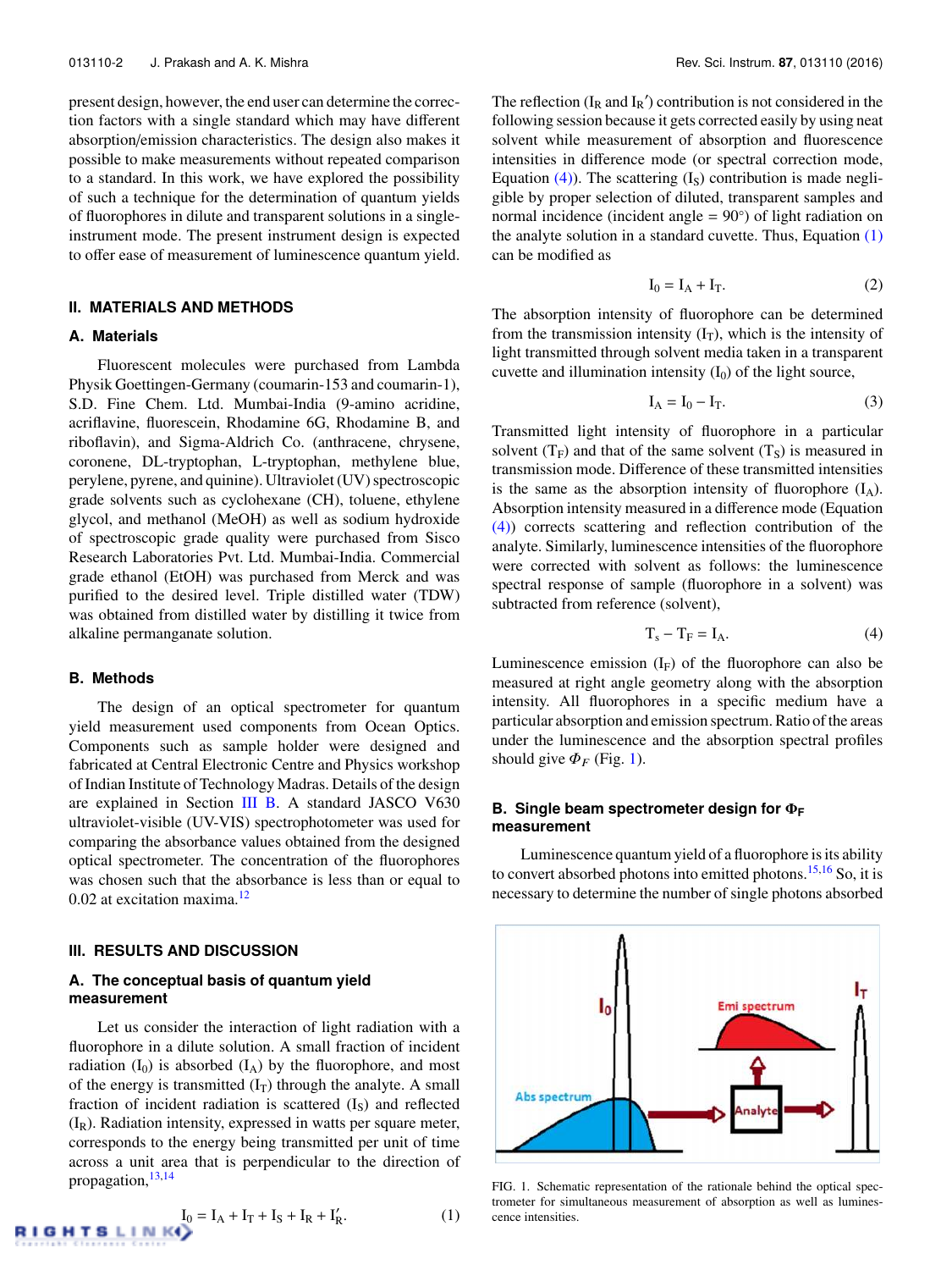present design, however, the end user can determine the correction factors with a single standard which may have different absorption/emission characteristics. The design also makes it possible to make measurements without repeated comparison to a standard. In this work, we have explored the possibility of such a technique for the determination of quantum yields of fluorophores in dilute and transparent solutions in a single-instrument mode. The present instrument design is expected to offer ease of measurement of luminescence quantum yield.

## II. MATERIALS AND METHODS

### A. Materials

Fluorescent molecules were purchased from Lambda Physik Goettingen-Germany (coumarin-153 and coumarin-1), S.D. Fine Chem. Ltd. Mumbai-India (9-amino acridine, acriflavine, fluorescein, Rhodamine 6G, Rhodamine B, and riboflavin), and Sigma-Aldrich Co. (anthracene, chrysene, coronene, DL-tryptophan, L-tryptophan, methylene blue, perylene, pyrene, and quinine). Ultraviolet (UV) spectroscopic grade solvents such as cyclohexane (CH), toluene, ethylene glycol, and methanol (MeOH) as well as sodium hydroxide of spectroscopic grade quality were purchased from Sisco Research Laboratories Pvt. Ltd. Mumbai-India. Commercial grade ethanol (EtOH) was purchased from Merck and was purified to the desired level. Triple distilled water (TDW) was obtained from distilled water by distilling it twice from alkaline permanganate solution.

### B. Methods

The design of an optical spectrometer for quantum yield measurement used components from Ocean Optics. Components such as sample holder were designed and fabricated at Central Electronic Centre and Physics workshop of Indian Institute of Technology Madras. Details of the design are explained in Section III B. A standard JASCO V630 ultraviolet-visible (UV-VIS) spectrophotometer was used for comparing the absorbance values obtained from the designed optical spectrometer. The concentration of the fluorophores was chosen such that the absorbance is less than or equal to 0.02 at excitation maxima.[12]

## III. RESULTS AND DISCUSSION

### A. The conceptual basis of quantum yield measurement

Let us consider the interaction of light radiation with a fluorophore in a dilute solution. A small fraction of incident radiation ($I_0$) is absorbed ($I_A$) by the fluorophore, and most of the energy is transmitted ($I_T$) through the analyte. A small fraction of incident radiation is scattered ($I_S$) and reflected ($I_R$). Radiation intensity, expressed in watts per square meter, corresponds to the energy being transmitted per unit of time across a unit area that is perpendicular to the direction of propagation,[13,14]

$$I_0 = I_A + I_T + I_S + I_R + I_R'. \tag{1}$$

The reflection ($I_R$ and $I_R'$) contribution is not considered in the following session because it gets corrected easily by using neat solvent while measurement of absorption and fluorescence intensities in difference mode (or spectral correction mode, Equation (4)). The scattering ($I_S$) contribution is made negligible by proper selection of diluted, transparent samples and normal incidence (incident angle = 90°) of light radiation on the analyte solution in a standard cuvette. Thus, Equation (1) can be modified as

$$I_0 = I_A + I_T. \tag{2}$$

The absorption intensity of fluorophore can be determined from the transmission intensity ($I_T$), which is the intensity of light transmitted through solvent media taken in a transparent cuvette and illumination intensity ($I_0$) of the light source,

$$I_A = I_0 - I_T. \tag{3}$$

Transmitted light intensity of fluorophore in a particular solvent ($T_F$) and that of the same solvent ($T_S$) is measured in transmission mode. Difference of these transmitted intensities is the same as the absorption intensity of fluorophore ($I_A$). Absorption intensity measured in a difference mode (Equation (4)) corrects scattering and reflection contribution of the analyte. Similarly, luminescence intensities of the fluorophore were corrected with solvent as follows: the luminescence spectral response of sample (fluorophore in a solvent) was subtracted from reference (solvent),

$$T_s - T_F = I_A. \tag{4}$$

Luminescence emission ($I_F$) of the fluorophore can also be measured at right angle geometry along with the absorption intensity. All fluorophores in a specific medium have a particular absorption and emission spectrum. Ratio of the areas under the luminescence and the absorption spectral profiles should give $\Phi_F$ (Fig. 1).

### B. Single beam spectrometer design for $\Phi_F$ measurement

Luminescence quantum yield of a fluorophore is its ability to convert absorbed photons into emitted photons.[15,16] So, it is necessary to determine the number of single photons absorbed

FIG. 1. Schematic representation of the rationale behind the optical spectrometer for simultaneous measurement of absorption as well as luminescence intensities.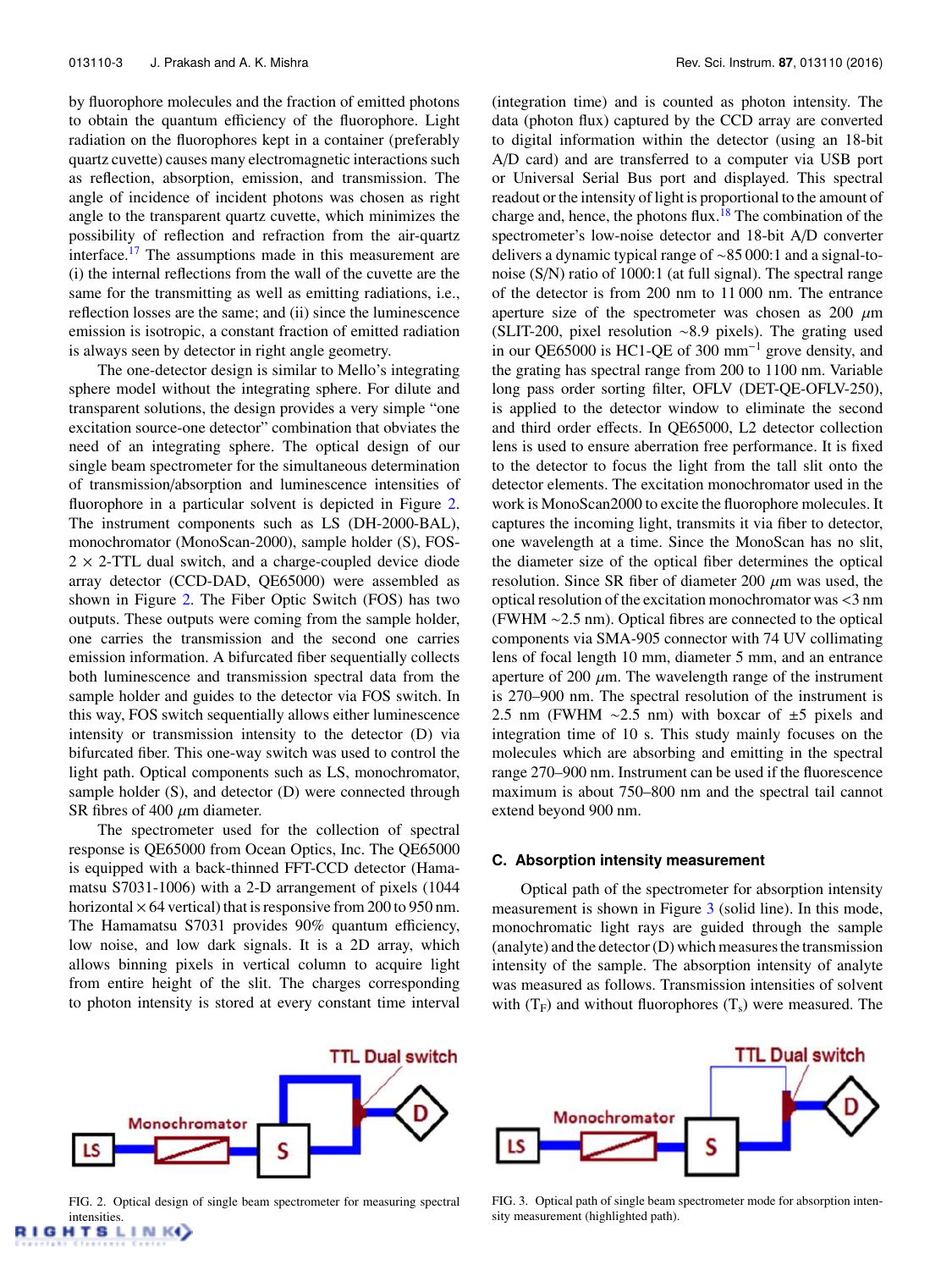by fluorophore molecules and the fraction of emitted photons to obtain the quantum efficiency of the fluorophore. Light radiation on the fluorophores kept in a container (preferably quartz cuvette) causes many electromagnetic interactions such as reflection, absorption, emission, and transmission. The angle of incidence of incident photons was chosen as right angle to the transparent quartz cuvette, which minimizes the possibility of reflection and refraction from the air-quartz interface.[17] The assumptions made in this measurement are (i) the internal reflections from the wall of the cuvette are the same for the transmitting as well as emitting radiations, i.e., reflection losses are the same; and (ii) since the luminescence emission is isotropic, a constant fraction of emitted radiation is always seen by detector in right angle geometry.

The one-detector design is similar to Mello's integrating sphere model without the integrating sphere. For dilute and transparent solutions, the design provides a very simple "one excitation source-one detector" combination that obviates the need of an integrating sphere. The optical design of our single beam spectrometer for the simultaneous determination of transmission/absorption and luminescence intensities of fluorophore in a particular solvent is depicted in Figure 2. The instrument components such as LS (DH-2000-BAL), monochromator (MonoScan-2000), sample holder (S), FOS-2 × 2-TTL dual switch, and a charge-coupled device diode array detector (CCD-DAD, QE65000) were assembled as shown in Figure 2. The Fiber Optic Switch (FOS) has two outputs. These outputs were coming from the sample holder, one carries the transmission and the second one carries emission information. A bifurcated fiber sequentially collects both luminescence and transmission spectral data from the sample holder and guides to the detector via FOS switch. In this way, FOS switch sequentially allows either luminescence intensity or transmission intensity to the detector (D) via bifurcated fiber. This one-way switch was used to control the light path. Optical components such as LS, monochromator, sample holder (S), and detector (D) were connected through SR fibres of 400 $\mu$m diameter.

The spectrometer used for the collection of spectral response is QE65000 from Ocean Optics, Inc. The QE65000 is equipped with a back-thinned FFT-CCD detector (Hamamatsu S7031-1006) with a 2-D arrangement of pixels (1044 horizontal × 64 vertical) that is responsive from 200 to 950 nm. The Hamamatsu S7031 provides 90% quantum efficiency, low noise, and low dark signals. It is a 2D array, which allows binning pixels in vertical column to acquire light from entire height of the slit. The charges corresponding to photon intensity is stored at every constant time interval (integration time) and is counted as photon intensity. The data (photon flux) captured by the CCD array are converted to digital information within the detector (using an 18-bit A/D card) and are transferred to a computer via USB port or Universal Serial Bus port and displayed. This spectral readout or the intensity of light is proportional to the amount of charge and, hence, the photons flux.[18] The combination of the spectrometer's low-noise detector and 18-bit A/D converter delivers a dynamic typical range of ~85 000:1 and a signal-to-noise (S/N) ratio of 1000:1 (at full signal). The spectral range of the detector is from 200 nm to 11 000 nm. The entrance aperture size of the spectrometer was chosen as 200 $\mu$m (SLIT-200, pixel resolution ~8.9 pixels). The grating used in our QE65000 is HC1-QE of 300 mm$^{-1}$ grove density, and the grating has spectral range from 200 to 1100 nm. Variable long pass order sorting filter, OFLV (DET-QE-OFLV-250), is applied to the detector window to eliminate the second and third order effects. In QE65000, L2 detector collection lens is used to ensure aberration free performance. It is fixed to the detector to focus the light from the tall slit onto the detector elements. The excitation monochromator used in the work is MonoScan2000 to excite the fluorophore molecules. It captures the incoming light, transmits it via fiber to detector, one wavelength at a time. Since the MonoScan has no slit, the diameter size of the optical fiber determines the optical resolution. Since SR fiber of diameter 200 $\mu$m was used, the optical resolution of the excitation monochromator was <3 nm (FWHM ~2.5 nm). Optical fibres are connected to the optical components via SMA-905 connector with 74 UV collimating lens of focal length 10 mm, diameter 5 mm, and an entrance aperture of 200 $\mu$m. The wavelength range of the instrument is 270–900 nm. The spectral resolution of the instrument is 2.5 nm (FWHM ~2.5 nm) with boxcar of ±5 pixels and integration time of 10 s. This study mainly focuses on the molecules which are absorbing and emitting in the spectral range 270–900 nm. Instrument can be used if the fluorescence maximum is about 750–800 nm and the spectral tail cannot extend beyond 900 nm.

### C. Absorption intensity measurement

Optical path of the spectrometer for absorption intensity measurement is shown in Figure 3 (solid line). In this mode, monochromatic light rays are guided through the sample (analyte) and the detector (D) which measures the transmission intensity of the sample. The absorption intensity of analyte was measured as follows. Transmission intensities of solvent with ($T_F$) and without fluorophores ($T_s$) were measured. The

FIG. 2. Optical design of single beam spectrometer for measuring spectral intensities.

FIG. 3. Optical path of single beam spectrometer mode for absorption intensity measurement (highlighted path).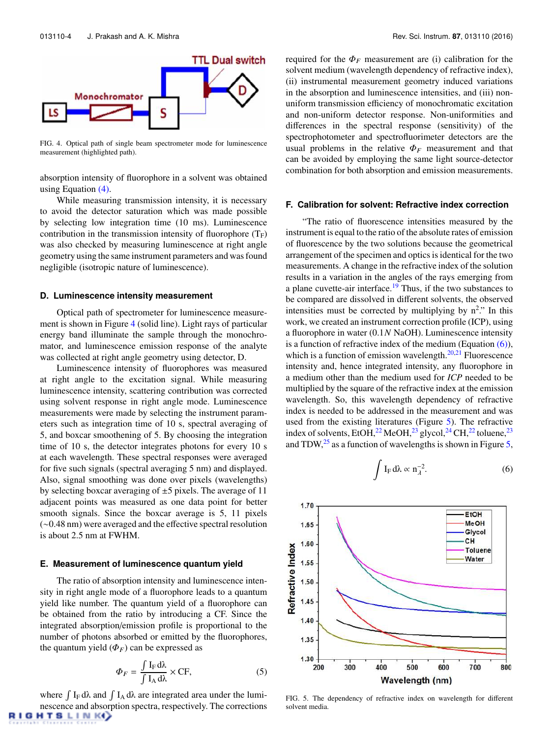FIG. 4. Optical path of single beam spectrometer mode for luminescence measurement (highlighted path).

absorption intensity of fluorophore in a solvent was obtained using Equation (4).

While measuring transmission intensity, it is necessary to avoid the detector saturation which was made possible by selecting low integration time (10 ms). Luminescence contribution in the transmission intensity of fluorophore ($T_F$) was also checked by measuring luminescence at right angle geometry using the same instrument parameters and was found negligible (isotropic nature of luminescence).

### D. Luminescence intensity measurement

Optical path of spectrometer for luminescence measurement is shown in Figure 4 (solid line). Light rays of particular energy band illuminate the sample through the monochromator, and luminescence emission response of the analyte was collected at right angle geometry using detector, D.

Luminescence intensity of fluorophores was measured at right angle to the excitation signal. While measuring luminescence intensity, scattering contribution was corrected using solvent response in right angle mode. Luminescence measurements were made by selecting the instrument parameters such as integration time of 10 s, spectral averaging of 5, and boxcar smoothening of 5. By choosing the integration time of 10 s, the detector integrates photons for every 10 s at each wavelength. These spectral responses were averaged for five such signals (spectral averaging 5 nm) and displayed. Also, signal smoothing was done over pixels (wavelengths) by selecting boxcar averaging of ±5 pixels. The average of 11 adjacent points was measured as one data point for better smooth signals. Since the boxcar average is 5, 11 pixels (~0.48 nm) were averaged and the effective spectral resolution is about 2.5 nm at FWHM.

### E. Measurement of luminescence quantum yield

The ratio of absorption intensity and luminescence intensity in right angle mode of a fluorophore leads to a quantum yield like number. The quantum yield of a fluorophore can be obtained from the ratio by introducing a CF. Since the integrated absorption/emission profile is proportional to the number of photons absorbed or emitted by the fluorophores, the quantum yield ($\Phi_F$) can be expressed as

$$\Phi_F = \frac{\int I_F\, d\lambda}{\int I_A\, d\lambda} \times \mathrm{CF}, \tag{5}$$

where $\int I_F\, d\lambda$ and $\int I_A\, d\lambda$ are integrated area under the luminescence and absorption spectra, respectively. The corrections required for the $\Phi_F$ measurement are (i) calibration for the solvent medium (wavelength dependency of refractive index), (ii) instrumental measurement geometry induced variations in the absorption and luminescence intensities, and (iii) non-uniform transmission efficiency of monochromatic excitation and non-uniform detector response. Non-uniformities and differences in the spectral response (sensitivity) of the spectrophotometer and spectrofluorimeter detectors are the usual problems in the relative $\Phi_F$ measurement and that can be avoided by employing the same light source-detector combination for both absorption and emission measurements.

### F. Calibration for solvent: Refractive index correction

"The ratio of fluorescence intensities measured by the instrument is equal to the ratio of the absolute rates of emission of fluorescence by the two solutions because the geometrical arrangement of the specimen and optics is identical for the two measurements. A change in the refractive index of the solution results in a variation in the angles of the rays emerging from a plane cuvette-air interface.[19] Thus, if the two substances to be compared are dissolved in different solvents, the observed intensities must be corrected by multiplying by $n^2$." In this work, we created an instrument correction profile (ICP), using a fluorophore in water (0.1*N* NaOH). Luminescence intensity is a function of refractive index of the medium (Equation (6)), which is a function of emission wavelength.[20,21] Fluorescence intensity and, hence integrated intensity, any fluorophore in a medium other than the medium used for *ICP* needed to be multiplied by the square of the refractive index at the emission wavelength. So, this wavelength dependency of refractive index is needed to be addressed in the measurement and was used from the existing literatures (Figure 5). The refractive index of solvents, EtOH,[22] MeOH,[23] glycol,[24] CH,[22] toluene,[23] and TDW,[25] as a function of wavelengths is shown in Figure 5,

$$\int I_F\, d\lambda \propto n_\lambda^{-2}. \tag{6}$$

FIG. 5. The dependency of refractive index on wavelength for different solvent media.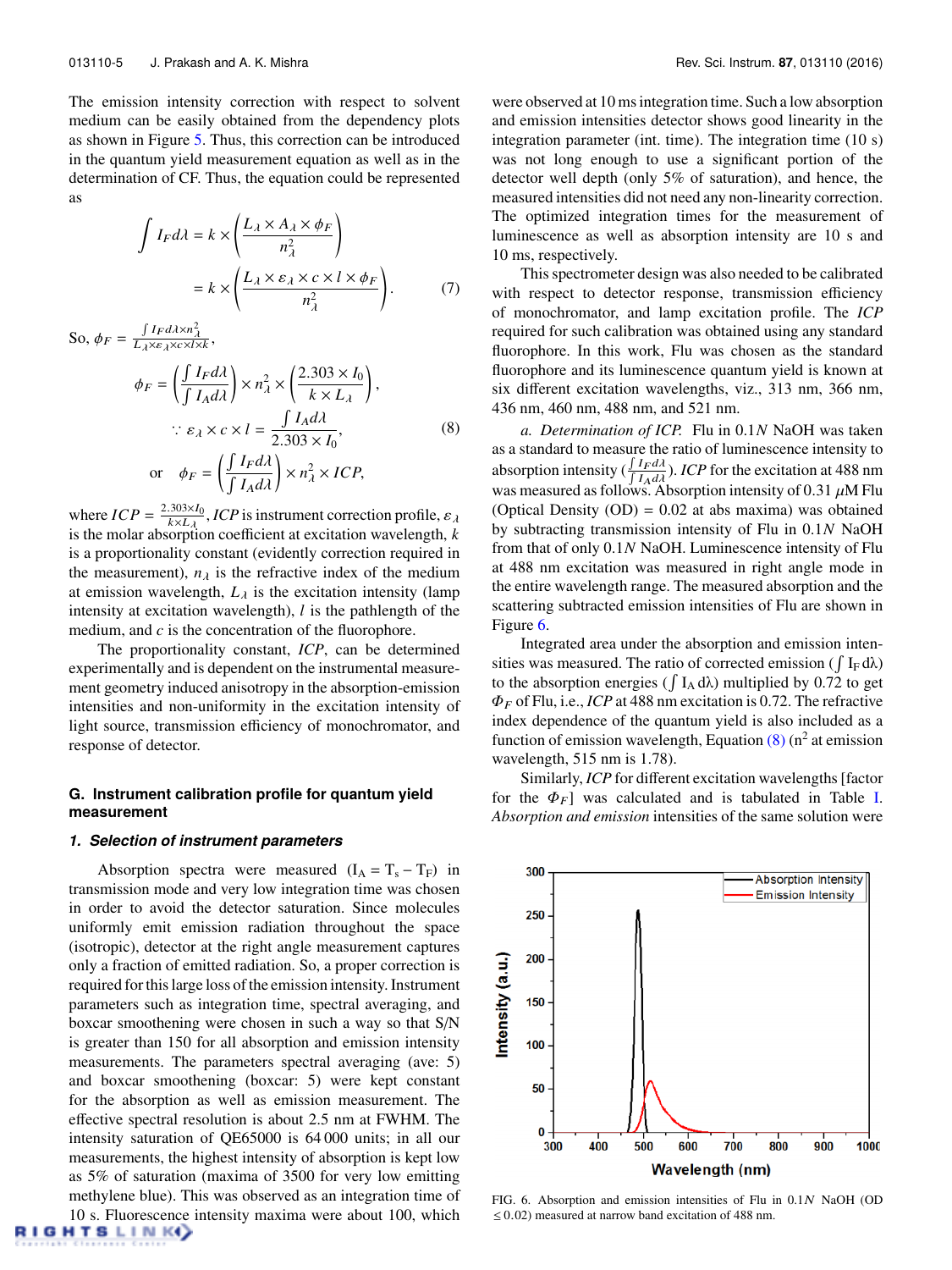The emission intensity correction with respect to solvent medium can be easily obtained from the dependency plots as shown in Figure 5. Thus, this correction can be introduced in the quantum yield measurement equation as well as in the determination of CF. Thus, the equation could be represented as

$$\int I_F d\lambda = k \times \left( \frac{L_\lambda \times A_\lambda \times \phi_F}{n_\lambda^2} \right) = k \times \left( \frac{L_\lambda \times \varepsilon_\lambda \times c \times l \times \phi_F}{n_\lambda^2} \right). \quad (7)$$

So, $\phi_F = \frac{\int I_F d\lambda \times n_\lambda^2}{L_\lambda \times \varepsilon_\lambda \times c \times l \times k}$,

$$\phi_F = \left( \frac{\int I_F d\lambda}{\int I_A d\lambda} \right) \times n_\lambda^2 \times \left( \frac{2.303 \times I_0}{k \times L_\lambda} \right),$$

$$\because \varepsilon_\lambda \times c \times l = \frac{\int I_A d\lambda}{2.303 \times I_0}, \quad (8)$$

$$\text{or} \quad \phi_F = \left( \frac{\int I_F d\lambda}{\int I_A d\lambda} \right) \times n_\lambda^2 \times ICP,$$

where $ICP = \frac{2.303 \times I_0}{k \times L_\lambda}$, $ICP$ is instrument correction profile, $\varepsilon_\lambda$ is the molar absorption coefficient at excitation wavelength, $k$ is a proportionality constant (evidently correction required in the measurement), $n_\lambda$ is the refractive index of the medium at emission wavelength, $L_\lambda$ is the excitation intensity (lamp intensity at excitation wavelength), $l$ is the pathlength of the medium, and $c$ is the concentration of the fluorophore.

The proportionality constant, $ICP$, can be determined experimentally and is dependent on the instrumental measurement geometry induced anisotropy in the absorption-emission intensities and non-uniformity in the excitation intensity of light source, transmission efficiency of monochromator, and response of detector.

## G. Instrument calibration profile for quantum yield measurement

### 1. Selection of instrument parameters

Absorption spectra were measured ($I_A = T_s - T_F$) in transmission mode and very low integration time was chosen in order to avoid the detector saturation. Since molecules uniformly emit emission radiation throughout the space (isotropic), detector at the right angle measurement captures only a fraction of emitted radiation. So, a proper correction is required for this large loss of the emission intensity. Instrument parameters such as integration time, spectral averaging, and boxcar smoothening were chosen in such a way so that S/N is greater than 150 for all absorption and emission intensity measurements. The parameters spectral averaging (ave: 5) and boxcar smoothening (boxcar: 5) were kept constant for the absorption as well as emission measurement. The effective spectral resolution is about 2.5 nm at FWHM. The intensity saturation of QE65000 is 64 000 units; in all our measurements, the highest intensity of absorption is kept low as 5% of saturation (maxima of 3500 for very low emitting methylene blue). This was observed as an integration time of 10 s. Fluorescence intensity maxima were about 100, which were observed at 10 ms integration time. Such a low absorption and emission intensities detector shows good linearity in the integration parameter (int. time). The integration time (10 s) was not long enough to use a significant portion of the detector well depth (only 5% of saturation), and hence, the measured intensities did not need any non-linearity correction. The optimized integration times for the measurement of luminescence as well as absorption intensity are 10 s and 10 ms, respectively.

This spectrometer design was also needed to be calibrated with respect to detector response, transmission efficiency of monochromator, and lamp excitation profile. The $ICP$ required for such calibration was obtained using any standard fluorophore. In this work, Flu was chosen as the standard fluorophore and its luminescence quantum yield is known at six different excitation wavelengths, viz., 313 nm, 366 nm, 436 nm, 488 nm, 460 nm, and 521 nm.

*a. Determination of ICP.* Flu in 0.1$N$ NaOH was taken as a standard to measure the ratio of luminescence intensity to absorption intensity ($\frac{\int I_F d\lambda}{\int I_A d\lambda}$). $ICP$ for the excitation at 488 nm was measured as follows. Absorption intensity of 0.31 $\mu$M Flu (Optical Density (OD) = 0.02 at abs maxima) was obtained by subtracting transmission intensity of Flu in 0.1$N$ NaOH from that of only 0.1$N$ NaOH. Luminescence intensity of Flu at 488 nm excitation was measured in right angle mode in the entire wavelength range. The measured absorption and the scattering subtracted emission intensities of Flu are shown in Figure 6.

Integrated area under the absorption and emission intensities was measured. The ratio of corrected emission ($\int I_F d\lambda$) to the absorption energies ($\int I_A d\lambda$) multiplied by 0.72 to get $\Phi_F$ of Flu, i.e., $ICP$ at 488 nm excitation is 0.72. The refractive index dependence of the quantum yield is also included as a function of emission wavelength, Equation (8) ($n^2$ at emission wavelength, 515 nm is 1.78).

Similarly, $ICP$ for different excitation wavelengths [factor for the $\Phi_F$] was calculated and is tabulated in Table I. *Absorption and emission* intensities of the same solution were

FIG. 6. Absorption and emission intensities of Flu in 0.1$N$ NaOH (OD $\leq$ 0.02) measured at narrow band excitation of 488 nm.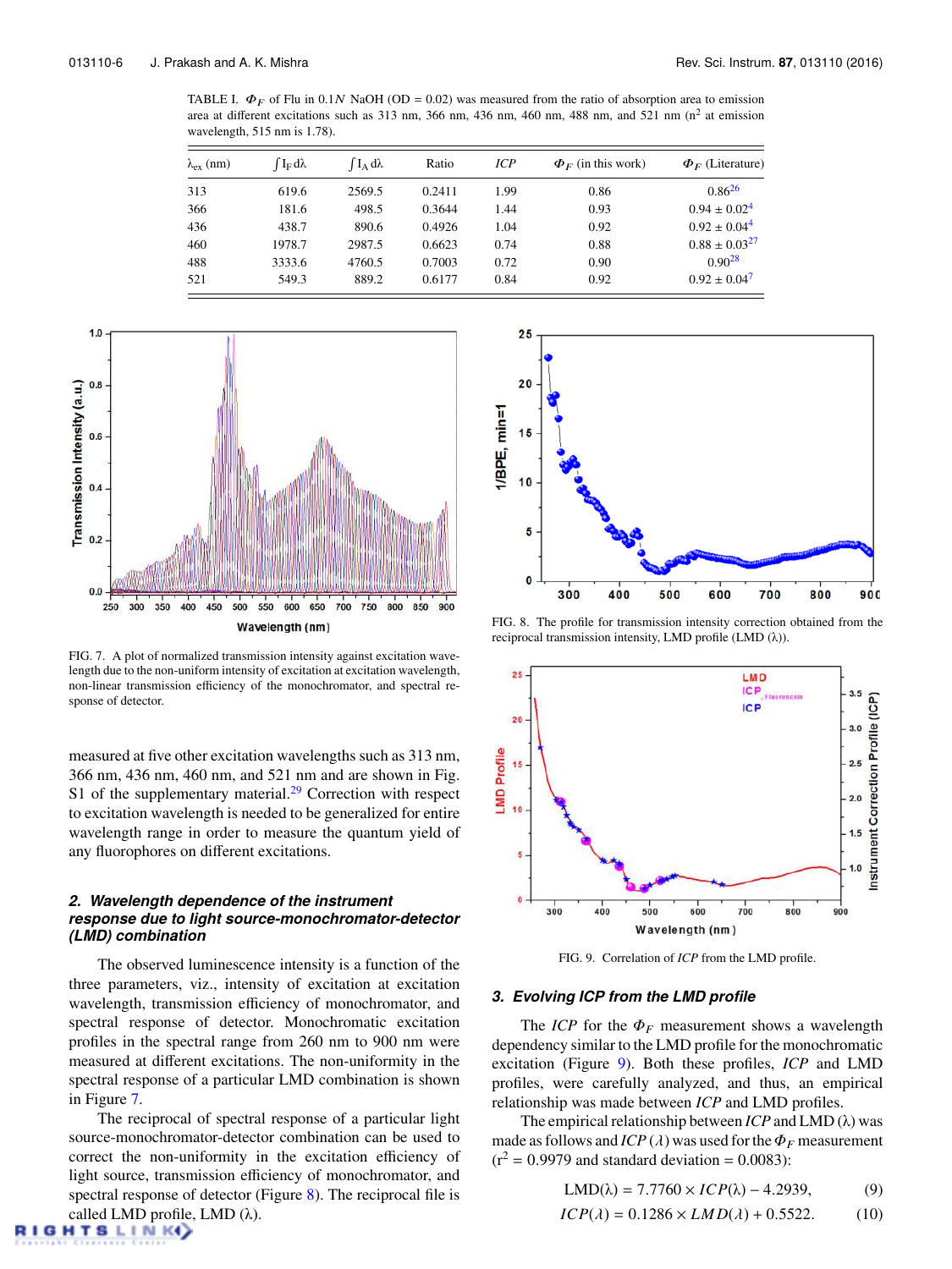TABLE I. $\Phi_F$ of Flu in 0.1$N$ NaOH (OD = 0.02) was measured from the ratio of absorption area to emission area at different excitations such as 313 nm, 366 nm, 436 nm, 460 nm, 488 nm, and 521 nm ($n^2$ at emission wavelength, 515 nm is 1.78).

| $\lambda_{ex}$ (nm) | $\int I_F d\lambda$ | $\int I_A d\lambda$ | Ratio | *ICP* | $\Phi_F$ (in this work) | $\Phi_F$ (Literature) |
|---|---|---|---|---|---|---|
| 313 | 619.6 | 2569.5 | 0.2411 | 1.99 | 0.86 | 0.86[26] |
| 366 | 181.6 | 498.5 | 0.3644 | 1.44 | 0.93 | 0.94 ± 0.02[4] |
| 436 | 438.7 | 890.6 | 0.4926 | 1.04 | 0.92 | 0.92 ± 0.04[4] |
| 460 | 1978.7 | 2987.5 | 0.6623 | 0.74 | 0.88 | 0.88 ± 0.03[27] |
| 488 | 3333.6 | 4760.5 | 0.7003 | 0.72 | 0.90 | 0.90[28] |
| 521 | 549.3 | 889.2 | 0.6177 | 0.84 | 0.92 | 0.92 ± 0.04[7] |

FIG. 7. A plot of normalized transmission intensity against excitation wavelength due to the non-uniform intensity of excitation at excitation wavelength, non-linear transmission efficiency of the monochromator, and spectral response of detector.

measured at five other excitation wavelengths such as 313 nm, 366 nm, 436 nm, 460 nm, and 521 nm and are shown in Fig. S1 of the supplementary material.[29] Correction with respect to excitation wavelength is needed to be generalized for entire wavelength range in order to measure the quantum yield of any fluorophores on different excitations.

### 2. Wavelength dependence of the instrument response due to light source-monochromator-detector (LMD) combination

The observed luminescence intensity is a function of the three parameters, viz., intensity of excitation at excitation wavelength, transmission efficiency of monochromator, and spectral response of detector. Monochromatic excitation profiles in the spectral range from 260 nm to 900 nm were measured at different excitations. The non-uniformity in the spectral response of a particular LMD combination is shown in Figure 7.

The reciprocal of spectral response of a particular light source-monochromator-detector combination can be used to correct the non-uniformity in the excitation efficiency of light source, transmission efficiency of monochromator, and spectral response of detector (Figure 8). The reciprocal file is called LMD profile, LMD (λ).

FIG. 8. The profile for transmission intensity correction obtained from the reciprocal transmission intensity, LMD profile (LMD (λ)).

FIG. 9. Correlation of *ICP* from the LMD profile.

### 3. Evolving ICP from the LMD profile

The *ICP* for the $\Phi_F$ measurement shows a wavelength dependency similar to the LMD profile for the monochromatic excitation (Figure 9). Both these profiles, *ICP* and LMD profiles, were carefully analyzed, and thus, an empirical relationship was made between *ICP* and LMD profiles.

The empirical relationship between *ICP* and LMD (λ) was made as follows and *ICP* (λ) was used for the $\Phi_F$ measurement ($r^2$ = 0.9979 and standard deviation = 0.0083):

$$\mathrm{LMD}(\lambda) = 7.7760 \times ICP(\lambda) - 4.2939, \tag{9}$$

$$ICP(\lambda) = 0.1286 \times LMD(\lambda) + 0.5522. \tag{10}$$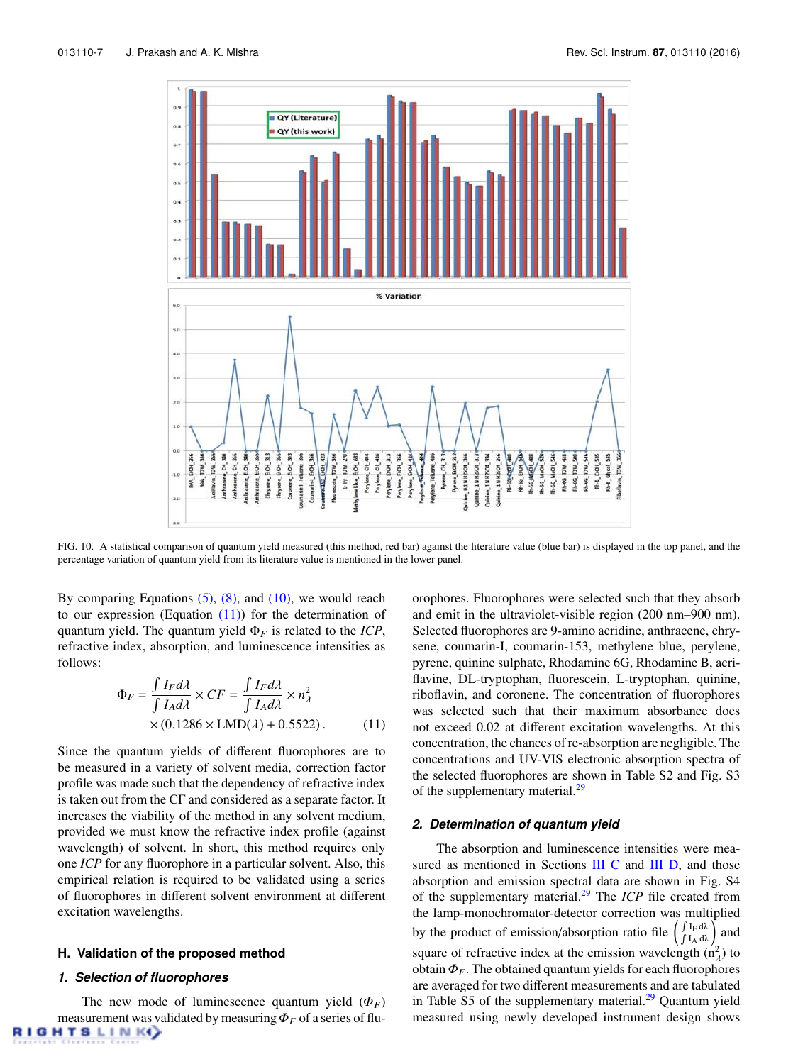FIG. 10. A statistical comparison of quantum yield measured (this method, red bar) against the literature value (blue bar) is displayed in the top panel, and the percentage variation of quantum yield from its literature value is mentioned in the lower panel.

By comparing Equations (5), (8), and (10), we would reach to our expression (Equation (11)) for the determination of quantum yield. The quantum yield $\Phi_F$ is related to the *ICP*, refractive index, absorption, and luminescence intensities as follows:

$$\Phi_F = \frac{\int I_F d\lambda}{\int I_A d\lambda} \times CF = \frac{\int I_F d\lambda}{\int I_A d\lambda} \times n_\lambda^2 \times (0.1286 \times \mathrm{LMD}(\lambda) + 0.5522)\,. \qquad (11)$$

Since the quantum yields of different fluorophores are to be measured in a variety of solvent media, correction factor profile was made such that the dependency of refractive index is taken out from the CF and considered as a separate factor. It increases the viability of the method in any solvent medium, provided we must know the refractive index profile (against wavelength) of solvent. In short, this method requires only one *ICP* for any fluorophore in a particular solvent. Also, this empirical relation is required to be validated using a series of fluorophores in different solvent environment at different excitation wavelengths.

### H. Validation of the proposed method

#### 1. Selection of fluorophores

The new mode of luminescence quantum yield ($\Phi_F$) measurement was validated by measuring $\Phi_F$ of a series of fluorophores. Fluorophores were selected such that they absorb and emit in the ultraviolet-visible region (200 nm–900 nm). Selected fluorophores are 9-amino acridine, anthracene, chrysene, coumarin-I, coumarin-153, methylene blue, perylene, pyrene, quinine sulphate, Rhodamine 6G, Rhodamine B, acriflavine, DL-tryptophan, fluorescein, L-tryptophan, quinine, riboflavin, and coronene. The concentration of fluorophores was selected such that their maximum absorbance does not exceed 0.02 at different excitation wavelengths. At this concentration, the chances of re-absorption are negligible. The concentrations and UV-VIS electronic absorption spectra of the selected fluorophores are shown in Table S2 and Fig. S3 of the supplementary material.[29]

#### 2. Determination of quantum yield

The absorption and luminescence intensities were measured as mentioned in Sections III C and III D, and those absorption and emission spectral data are shown in Fig. S4 of the supplementary material.[29] The *ICP* file created from the lamp-monochromator-detector correction was multiplied by the product of emission/absorption ratio file $\left(\frac{\int I_F d\lambda}{\int I_A d\lambda}\right)$ and square of refractive index at the emission wavelength ($n_\lambda^2$) to obtain $\Phi_F$. The obtained quantum yields for each fluorophores are averaged for two different measurements and are tabulated in Table S5 of the supplementary material.[29] Quantum yield measured using newly developed instrument design shows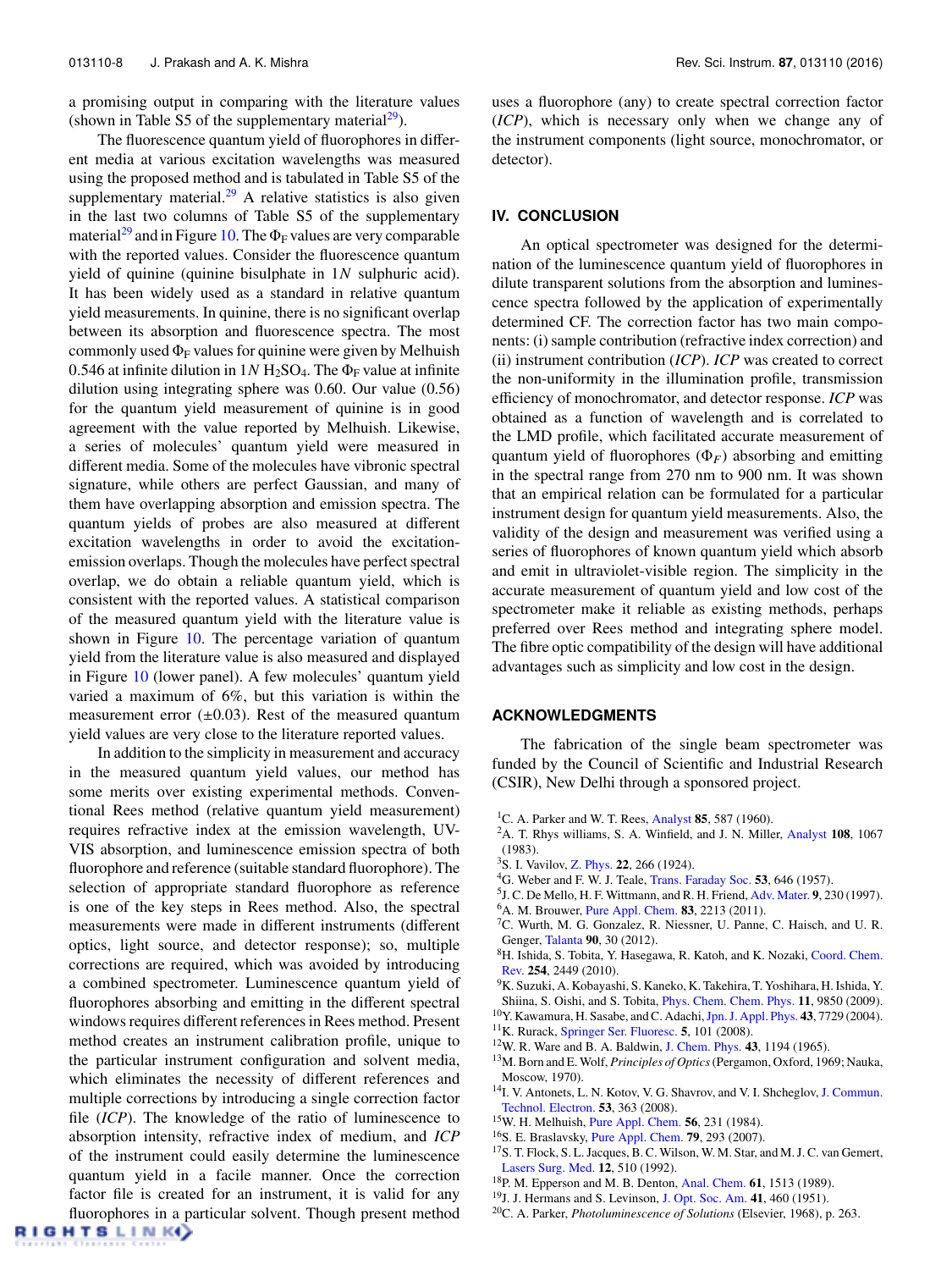a promising output in comparing with the literature values (shown in Table S5 of the supplementary material[29]).

The fluorescence quantum yield of fluorophores in different media at various excitation wavelengths was measured using the proposed method and is tabulated in Table S5 of the supplementary material.[29] A relative statistics is also given in the last two columns of Table S5 of the supplementary material[29] and in Figure 10. The $\Phi_F$ values are very comparable with the reported values. Consider the fluorescence quantum yield of quinine (quinine bisulphate in 1*N* sulphuric acid). It has been widely used as a standard in relative quantum yield measurements. In quinine, there is no significant overlap between its absorption and fluorescence spectra. The most commonly used $\Phi_F$ values for quinine were given by Melhuish 0.546 at infinite dilution in 1*N* $H_2SO_4$. The $\Phi_F$ value at infinite dilution using integrating sphere was 0.60. Our value (0.56) for the quantum yield measurement of quinine is in good agreement with the value reported by Melhuish. Likewise, a series of molecules' quantum yield were measured in different media. Some of the molecules have vibronic spectral signature, while others are perfect Gaussian, and many of them have overlapping absorption and emission spectra. The quantum yields of probes are also measured at different excitation wavelengths in order to avoid the excitation-emission overlaps. Though the molecules have perfect spectral overlap, we do obtain a reliable quantum yield, which is consistent with the reported values. A statistical comparison of the measured quantum yield with the literature value is shown in Figure 10. The percentage variation of quantum yield from the literature value is also measured and displayed in Figure 10 (lower panel). A few molecules' quantum yield varied a maximum of 6%, but this variation is within the measurement error ($\pm$0.03). Rest of the measured quantum yield values are very close to the literature reported values.

In addition to the simplicity in measurement and accuracy in the measured quantum yield values, our method has some merits over existing experimental methods. Conventional Rees method (relative quantum yield measurement) requires refractive index at the emission wavelength, UV-VIS absorption, and luminescence emission spectra of both fluorophore and reference (suitable standard fluorophore). The selection of appropriate standard fluorophore as reference is one of the key steps in Rees method. Also, the spectral measurements were made in different instruments (different optics, light source, and detector response); so, multiple corrections are required, which was avoided by introducing a combined spectrometer. Luminescence quantum yield of fluorophores absorbing and emitting in the different spectral windows requires different references in Rees method. Present method creates an instrument calibration profile, unique to the particular instrument configuration and solvent media, which eliminates the necessity of different references and multiple corrections by introducing a single correction factor file (*ICP*). The knowledge of the ratio of luminescence to absorption intensity, refractive index of medium, and *ICP* of the instrument could easily determine the luminescence quantum yield in a facile manner. Once the correction factor file is created for an instrument, it is valid for any fluorophores in a particular solvent. Though present method uses a fluorophore (any) to create spectral correction factor (*ICP*), which is necessary only when we change any of the instrument components (light source, monochromator, or detector).

## IV. CONCLUSION

An optical spectrometer was designed for the determination of the luminescence quantum yield of fluorophores in dilute transparent solutions from the absorption and luminescence spectra followed by the application of experimentally determined CF. The correction factor has two main components: (i) sample contribution (refractive index correction) and (ii) instrument contribution (*ICP*). *ICP* was created to correct the non-uniformity in the illumination profile, transmission efficiency of monochromator, and detector response. *ICP* was obtained as a function of wavelength and is correlated to the LMD profile, which facilitated accurate measurement of quantum yield of fluorophores ($\Phi_F$) absorbing and emitting in the spectral range from 270 nm to 900 nm. It was shown that an empirical relation can be formulated for a particular instrument design for quantum yield measurements. Also, the validity of the design and measurement was verified using a series of fluorophores of known quantum yield which absorb and emit in ultraviolet-visible region. The simplicity in the accurate measurement of quantum yield and low cost of the spectrometer make it reliable as existing methods, perhaps preferred over Rees method and integrating sphere model. The fibre optic compatibility of the design will have additional advantages such as simplicity and low cost in the design.

## ACKNOWLEDGMENTS

The fabrication of the single beam spectrometer was funded by the Council of Scientific and Industrial Research (CSIR), New Delhi through a sponsored project.

[1] C. A. Parker and W. T. Rees, Analyst **85**, 587 (1960).
[2] A. T. Rhys williams, S. A. Winfield, and J. N. Miller, Analyst **108**, 1067 (1983).
[3] S. I. Vavilov, Z. Phys. **22**, 266 (1924).
[4] G. Weber and F. W. J. Teale, Trans. Faraday Soc. **53**, 646 (1957).
[5] J. C. De Mello, H. F. Wittmann, and R. H. Friend, Adv. Mater. **9**, 230 (1997).
[6] A. M. Brouwer, Pure Appl. Chem. **83**, 2213 (2011).
[7] C. Wurth, M. G. Gonzalez, R. Niessner, U. Panne, C. Haisch, and U. R. Genger, Talanta **90**, 30 (2012).
[8] H. Ishida, S. Tobita, Y. Hasegawa, R. Katoh, and K. Nozaki, Coord. Chem. Rev. **254**, 2449 (2010).
[9] K. Suzuki, A. Kobayashi, S. Kaneko, K. Takehira, T. Yoshihara, H. Ishida, Y. Shiina, S. Oishi, and S. Tobita, Phys. Chem. Chem. Phys. **11**, 9850 (2009).
[10] Y. Kawamura, H. Sasabe, and C. Adachi, Jpn. J. Appl. Phys. **43**, 7729 (2004).
[11] K. Rurack, Springer Ser. Fluoresc. **5**, 101 (2008).
[12] W. R. Ware and B. A. Baldwin, J. Chem. Phys. **43**, 1194 (1965).
[13] M. Born and E. Wolf, *Principles of Optics* (Pergamon, Oxford, 1969; Nauka, Moscow, 1970).
[14] I. V. Antonets, L. N. Kotov, V. G. Shavrov, and V. I. Shcheglov, J. Commun. Technol. Electron. **53**, 363 (2008).
[15] W. H. Melhuish, Pure Appl. Chem. **56**, 231 (1984).
[16] S. E. Braslavsky, Pure Appl. Chem. **79**, 293 (2007).
[17] S. T. Flock, S. L. Jacques, B. C. Wilson, W. M. Star, and M. J. C. van Gemert, Lasers Surg. Med. **12**, 510 (1992).
[18] P. M. Epperson and M. B. Denton, Anal. Chem. **61**, 1513 (1989).
[19] J. J. Hermans and S. Levinson, J. Opt. Soc. Am. **41**, 460 (1951).
[20] C. A. Parker, *Photoluminescence of Solutions* (Elsevier, 1968), p. 263.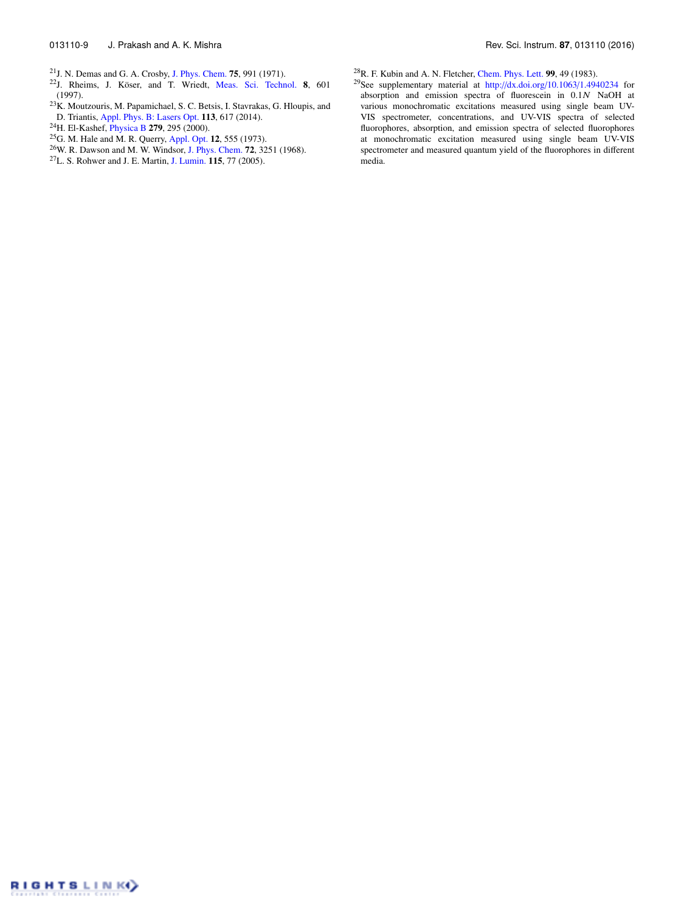[21]J. N. Demas and G. A. Crosby, J. Phys. Chem. **75**, 991 (1971).

[22]J. Rheims, J. Köser, and T. Wriedt, Meas. Sci. Technol. **8**, 601 (1997).

[23]K. Moutzouris, M. Papamichael, S. C. Betsis, I. Stavrakas, G. Hloupis, and D. Triantis, Appl. Phys. B: Lasers Opt. **113**, 617 (2014).

[24]H. El-Kashef, Physica B **279**, 295 (2000).

[25]G. M. Hale and M. R. Querry, Appl. Opt. **12**, 555 (1973).

[26]W. R. Dawson and M. W. Windsor, J. Phys. Chem. **72**, 3251 (1968).

[27]L. S. Rohwer and J. E. Martin, J. Lumin. **115**, 77 (2005).

[28]R. F. Kubin and A. N. Fletcher, Chem. Phys. Lett. **99**, 49 (1983).

[29]See supplementary material at http://dx.doi.org/10.1063/1.4940234 for absorption and emission spectra of fluorescein in 0.1*N* NaOH at various monochromatic excitations measured using single beam UV-VIS spectrometer, concentrations, and UV-VIS spectra of selected fluorophores, absorption, and emission spectra of selected fluorophores at monochromatic excitation measured using single beam UV-VIS spectrometer and measured quantum yield of the fluorophores in different media.